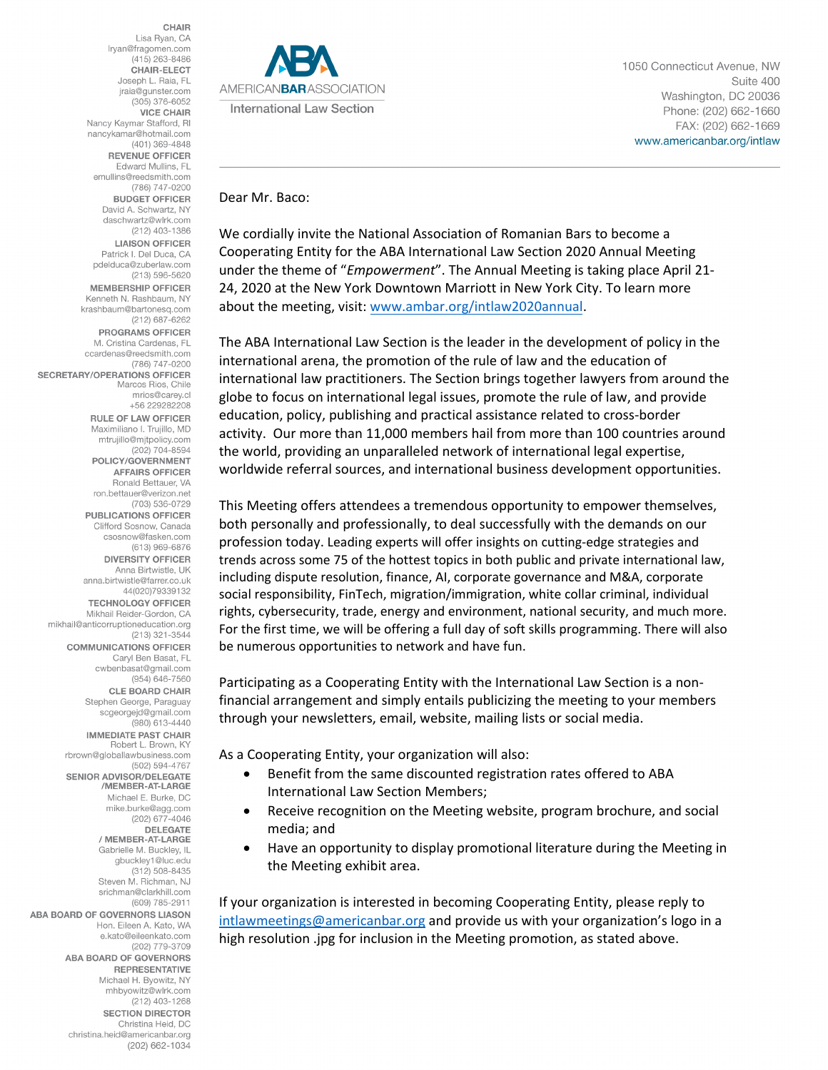**AMERICAN BAR ASSOCIATION**
International Law Section

1050 Connecticut Avenue, NW
Suite 400
Washington, DC 20036
Phone: (202) 662-1660
FAX: (202) 662-1669
www.americanbar.org/intlaw

**CHAIR**
Lisa Ryan, CA
lryan@fragomen.com
(415) 263-8486

**CHAIR-ELECT**
Joseph L. Raia, FL
jraia@gunster.com
(305) 376-6052

**VICE CHAIR**
Nancy Kaymar Stafford, RI
nancykamar@hotmail.com
(401) 369-4848

**REVENUE OFFICER**
Edward Mullins, FL
emullins@reedsmith.com
(786) 747-0200

**BUDGET OFFICER**
David A. Schwartz, NY
daschwartz@wlrk.com
(212) 403-1386

**LIAISON OFFICER**
Patrick I. Del Duca, CA
pdelduca@zuberlaw.com
(213) 596-5620

**MEMBERSHIP OFFICER**
Kenneth N. Rashbaum, NY
krashbaum@bartonesq.com
(212) 687-6262

**PROGRAMS OFFICER**
M. Cristina Cardenas, FL
ccardenas@reedsmith.com
(786) 747-0200

**SECRETARY/OPERATIONS OFFICER**
Marcos Rios, Chile
mrios@carey.cl
+56 229282208

**RULE OF LAW OFFICER**
Maximiliano I. Trujillo, MD
mtrujillo@mjtpolicy.com
(202) 704-8594

**POLICY/GOVERNMENT AFFAIRS OFFICER**
Ronald Bettauer, VA
ron.bettauer@verizon.net
(703) 536-0729

**PUBLICATIONS OFFICER**
Clifford Sosnow, Canada
csosnow@fasken.com
(613) 969-6876

**DIVERSITY OFFICER**
Anna Birtwistle, UK
anna.birtwistle@farrer.co.uk
44(020)79339132

**TECHNOLOGY OFFICER**
Mikhail Reider-Gordon, CA
mikhail@anticorruptioneducation.org
(213) 321-3544

**COMMUNICATIONS OFFICER**
Caryl Ben Basat, FL
cwbenbasat@gmail.com
(954) 646-7560

**CLE BOARD CHAIR**
Stephen George, Paraguay
scgeorgejd@gmail.com
(980) 613-4440

**IMMEDIATE PAST CHAIR**
Robert L. Brown, KY
rbrown@globallawbusiness.com
(502) 594-4767

**SENIOR ADVISOR/DELEGATE /MEMBER-AT-LARGE**
Michael E. Burke, DC
mike.burke@agg.com
(202) 677-4046

**DELEGATE / MEMBER-AT-LARGE**
Gabrielle M. Buckley, IL
gbuckley1@luc.edu
(312) 508-8435
Steven M. Richman, NJ
srichman@clarkhill.com
(609) 785-2911

**ABA BOARD OF GOVERNORS LIASON**
Hon. Eileen A. Kato, WA
e.kato@eileenkato.com
(202) 779-3709

**ABA BOARD OF GOVERNORS REPRESENTATIVE**
Michael H. Byowitz, NY
mhbyowitz@wlrk.com
(212) 403-1268

**SECTION DIRECTOR**
Christina Heid, DC
christina.heid@americanbar.org
(202) 662-1034

---

Dear Mr. Baco:

We cordially invite the National Association of Romanian Bars to become a Cooperating Entity for the ABA International Law Section 2020 Annual Meeting under the theme of "*Empowerment*". The Annual Meeting is taking place April 21-24, 2020 at the New York Downtown Marriott in New York City. To learn more about the meeting, visit: www.ambar.org/intlaw2020annual.

The ABA International Law Section is the leader in the development of policy in the international arena, the promotion of the rule of law and the education of international law practitioners. The Section brings together lawyers from around the globe to focus on international legal issues, promote the rule of law, and provide education, policy, publishing and practical assistance related to cross-border activity. Our more than 11,000 members hail from more than 100 countries around the world, providing an unparalleled network of international legal expertise, worldwide referral sources, and international business development opportunities.

This Meeting offers attendees a tremendous opportunity to empower themselves, both personally and professionally, to deal successfully with the demands on our profession today. Leading experts will offer insights on cutting-edge strategies and trends across some 75 of the hottest topics in both public and private international law, including dispute resolution, finance, AI, corporate governance and M&A, corporate social responsibility, FinTech, migration/immigration, white collar criminal, individual rights, cybersecurity, trade, energy and environment, national security, and much more. For the first time, we will be offering a full day of soft skills programming. There will also be numerous opportunities to network and have fun.

Participating as a Cooperating Entity with the International Law Section is a non-financial arrangement and simply entails publicizing the meeting to your members through your newsletters, email, website, mailing lists or social media.

As a Cooperating Entity, your organization will also:

- Benefit from the same discounted registration rates offered to ABA International Law Section Members;
- Receive recognition on the Meeting website, program brochure, and social media; and
- Have an opportunity to display promotional literature during the Meeting in the Meeting exhibit area.

If your organization is interested in becoming Cooperating Entity, please reply to intlawmeetings@americanbar.org and provide us with your organization's logo in a high resolution .jpg for inclusion in the Meeting promotion, as stated above.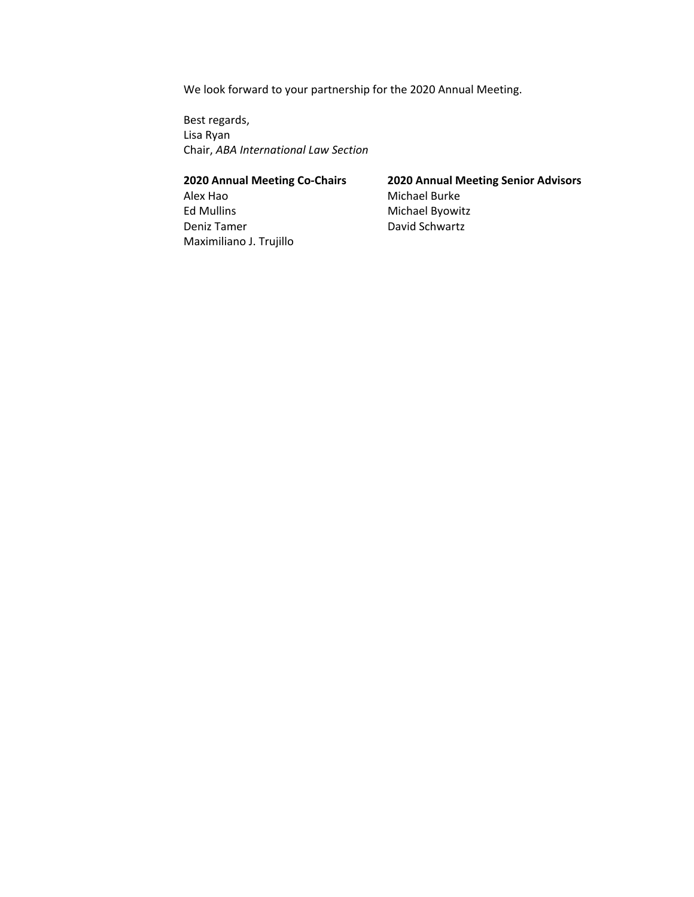We look forward to your partnership for the 2020 Annual Meeting.

Best regards,
Lisa Ryan
Chair, *ABA International Law Section*

**2020 Annual Meeting Co-Chairs**
Alex Hao
Ed Mullins
Deniz Tamer
Maximiliano J. Trujillo

**2020 Annual Meeting Senior Advisors**
Michael Burke
Michael Byowitz
David Schwartz